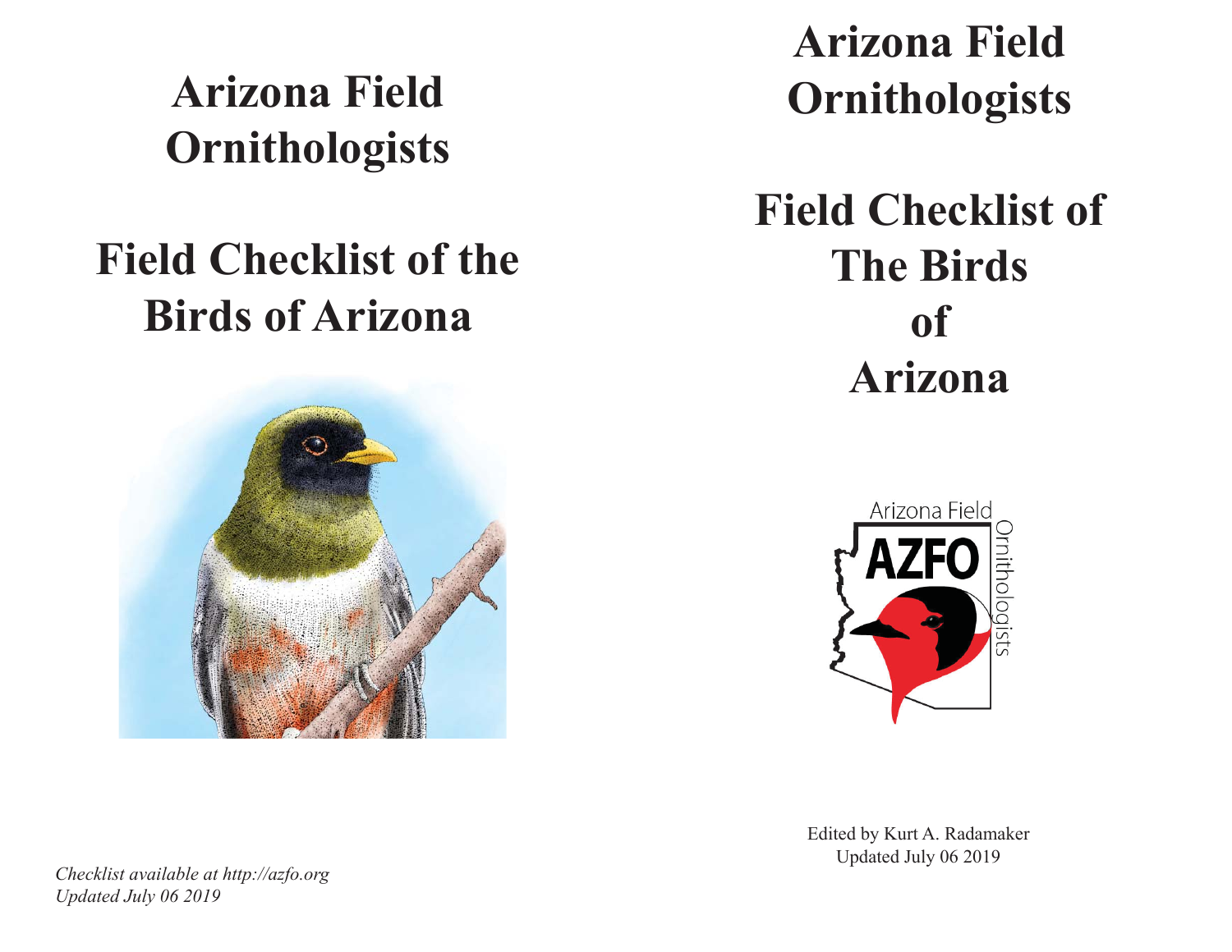# Arizona Field Ornithologists

## Field Checklist of the Birds of Arizona

*Checklist available at http://azfo.org*
*Updated July 06 2019*

# Arizona Field Ornithologists

## Field Checklist of The Birds of Arizona

Arizona Field
AZFO
Ornithologists

Edited by Kurt A. Radamaker
Updated July 06 2019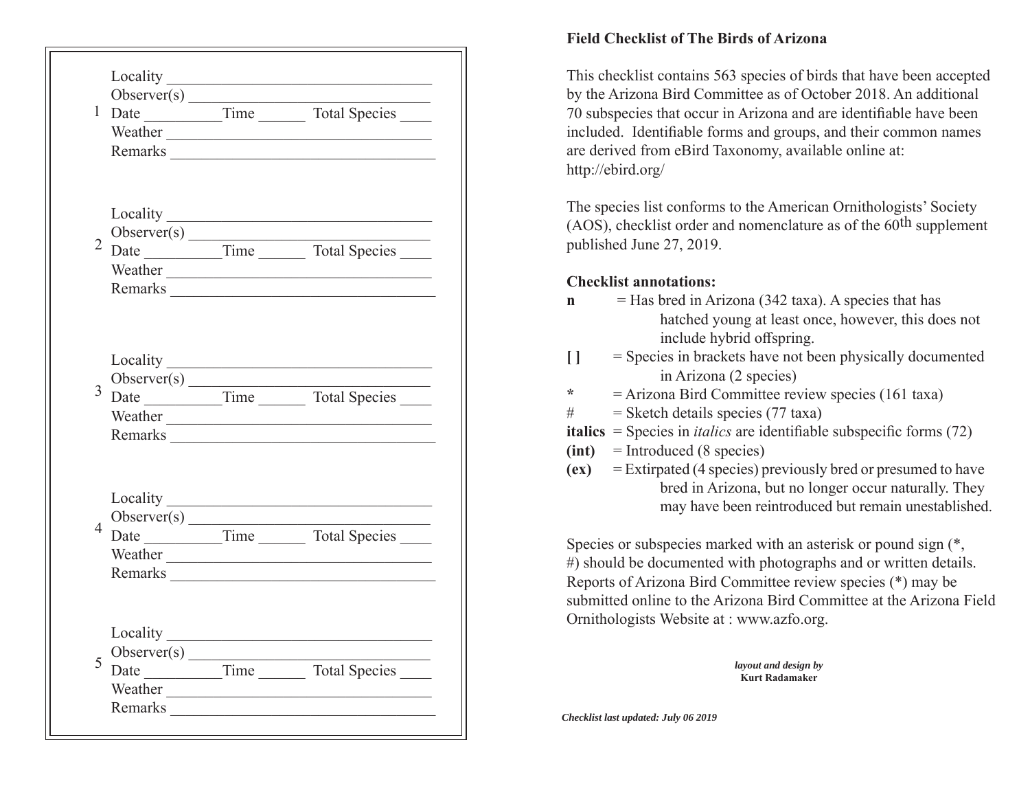Locality ________________________________
Observer(s) ______________________________
1 Date __________ Time ______ Total Species ____
Weather _________________________________
Remarks _________________________________

Locality ________________________________
Observer(s) ______________________________
2 Date __________ Time ______ Total Species ____
Weather _________________________________
Remarks _________________________________

Locality ________________________________
Observer(s) ______________________________
3 Date __________ Time ______ Total Species ____
Weather _________________________________
Remarks _________________________________

Locality ________________________________
Observer(s) ______________________________
4 Date __________ Time ______ Total Species ____
Weather _________________________________
Remarks _________________________________

Locality ________________________________
Observer(s) ______________________________
5 Date __________ Time ______ Total Species ____
Weather _________________________________
Remarks _________________________________

**Field Checklist of The Birds of Arizona**

This checklist contains 563 species of birds that have been accepted by the Arizona Bird Committee as of October 2018. An additional 70 subspecies that occur in Arizona and are identifiable have been included. Identifiable forms and groups, and their common names are derived from eBird Taxonomy, available online at: http://ebird.org/

The species list conforms to the American Ornithologists' Society (AOS), checklist order and nomenclature as of the 60th supplement published June 27, 2019.

**Checklist annotations:**

- **n** = Has bred in Arizona (342 taxa). A species that has hatched young at least once, however, this does not include hybrid offspring.
- **[ ]** = Species in brackets have not been physically documented in Arizona (2 species)
- **\*** = Arizona Bird Committee review species (161 taxa)
- # = Sketch details species (77 taxa)
- ***italics*** = Species in *italics* are identifiable subspecific forms (72)
- **(int)** = Introduced (8 species)
- **(ex)** = Extirpated (4 species) previously bred or presumed to have bred in Arizona, but no longer occur naturally. They may have been reintroduced but remain unestablished.

Species or subspecies marked with an asterisk or pound sign (*, #) should be documented with photographs and or written details. Reports of Arizona Bird Committee review species (*) may be submitted online to the Arizona Bird Committee at the Arizona Field Ornithologists Website at : www.azfo.org.

***layout and design by***
**Kurt Radamaker**

***Checklist last updated: July 06 2019***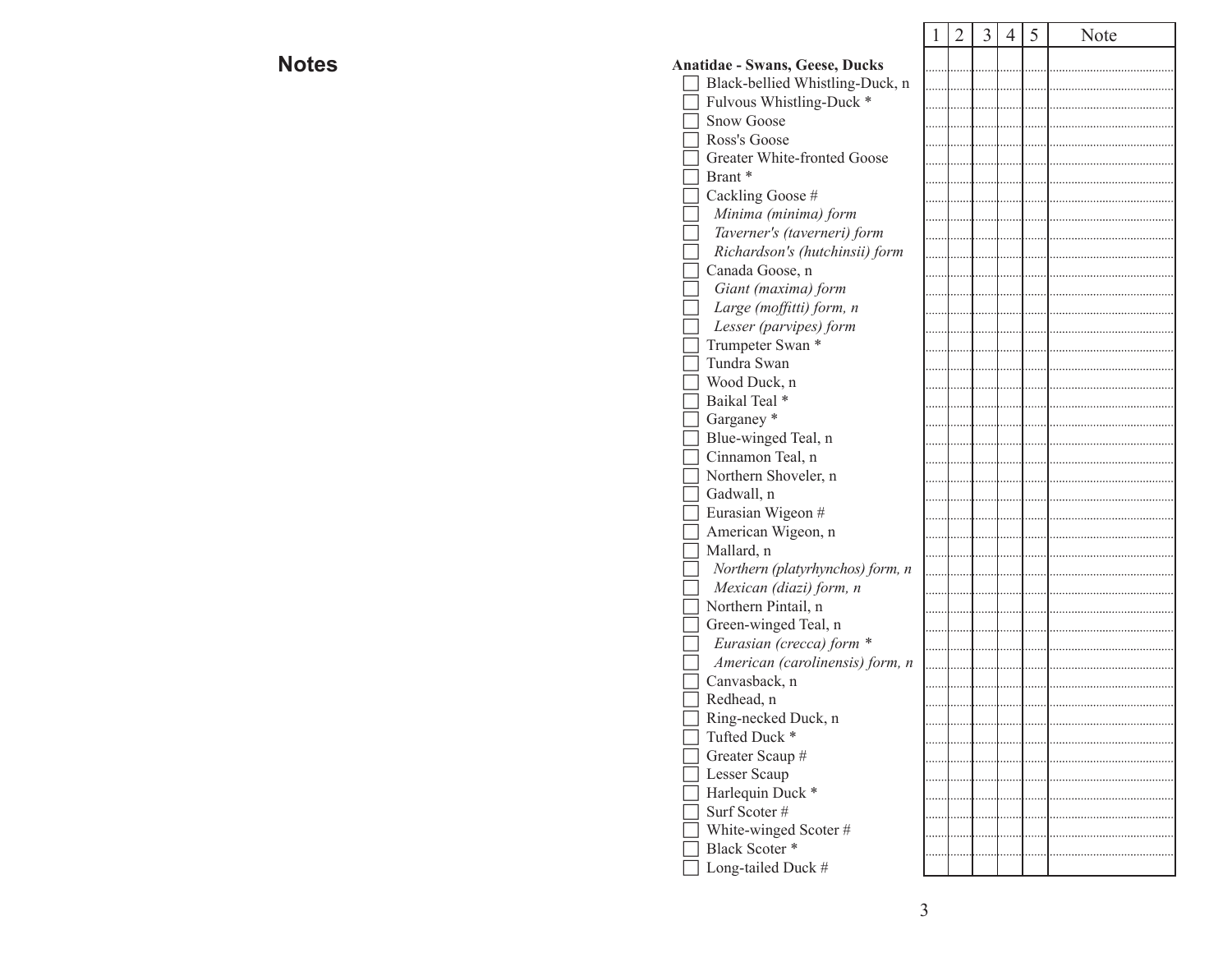## Notes

| Anatidae - Swans, Geese, Ducks | 1 | 2 | 3 | 4 | 5 | Note |
|---|---|---|---|---|---|---|
| ☐ Black-bellied Whistling-Duck, n | | | | | | |
| ☐ Fulvous Whistling-Duck * | | | | | | |
| ☐ Snow Goose | | | | | | |
| ☐ Ross's Goose | | | | | | |
| ☐ Greater White-fronted Goose | | | | | | |
| ☐ Brant * | | | | | | |
| ☐ Cackling Goose # | | | | | | |
| ☐ *Minima (minima) form* | | | | | | |
| ☐ *Taverner's (taverneri) form* | | | | | | |
| ☐ *Richardson's (hutchinsii) form* | | | | | | |
| ☐ Canada Goose, n | | | | | | |
| ☐ *Giant (maxima) form* | | | | | | |
| ☐ *Large (moffitti) form, n* | | | | | | |
| ☐ *Lesser (parvipes) form* | | | | | | |
| ☐ Trumpeter Swan * | | | | | | |
| ☐ Tundra Swan | | | | | | |
| ☐ Wood Duck, n | | | | | | |
| ☐ Baikal Teal * | | | | | | |
| ☐ Garganey * | | | | | | |
| ☐ Blue-winged Teal, n | | | | | | |
| ☐ Cinnamon Teal, n | | | | | | |
| ☐ Northern Shoveler, n | | | | | | |
| ☐ Gadwall, n | | | | | | |
| ☐ Eurasian Wigeon # | | | | | | |
| ☐ American Wigeon, n | | | | | | |
| ☐ Mallard, n | | | | | | |
| ☐ *Northern (platyrhynchos) form, n* | | | | | | |
| ☐ *Mexican (diazi) form, n* | | | | | | |
| ☐ Northern Pintail, n | | | | | | |
| ☐ Green-winged Teal, n | | | | | | |
| ☐ *Eurasian (crecca) form* * | | | | | | |
| ☐ *American (carolinensis) form, n* | | | | | | |
| ☐ Canvasback, n | | | | | | |
| ☐ Redhead, n | | | | | | |
| ☐ Ring-necked Duck, n | | | | | | |
| ☐ Tufted Duck * | | | | | | |
| ☐ Greater Scaup # | | | | | | |
| ☐ Lesser Scaup | | | | | | |
| ☐ Harlequin Duck * | | | | | | |
| ☐ Surf Scoter # | | | | | | |
| ☐ White-winged Scoter # | | | | | | |
| ☐ Black Scoter * | | | | | | |
| ☐ Long-tailed Duck # | | | | | | |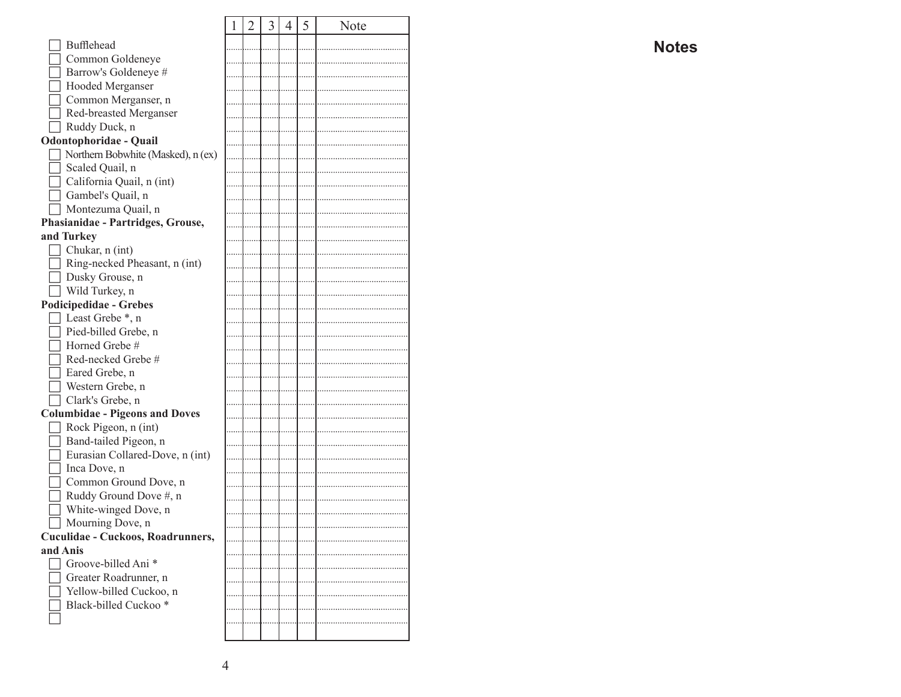| | 1 | 2 | 3 | 4 | 5 | Note |
|---|---|---|---|---|---|---|
| ☐ Bufflehead | | | | | | |
| ☐ Common Goldeneye | | | | | | |
| ☐ Barrow's Goldeneye # | | | | | | |
| ☐ Hooded Merganser | | | | | | |
| ☐ Common Merganser, n | | | | | | |
| ☐ Red-breasted Merganser | | | | | | |
| ☐ Ruddy Duck, n | | | | | | |
| **Odontophoridae - Quail** | | | | | | |
| ☐ Northern Bobwhite (Masked), n (ex) | | | | | | |
| ☐ Scaled Quail, n | | | | | | |
| ☐ California Quail, n (int) | | | | | | |
| ☐ Gambel's Quail, n | | | | | | |
| ☐ Montezuma Quail, n | | | | | | |
| **Phasianidae - Partridges, Grouse, and Turkey** | | | | | | |
| ☐ Chukar, n (int) | | | | | | |
| ☐ Ring-necked Pheasant, n (int) | | | | | | |
| ☐ Dusky Grouse, n | | | | | | |
| ☐ Wild Turkey, n | | | | | | |
| **Podicipedidae - Grebes** | | | | | | |
| ☐ Least Grebe *, n | | | | | | |
| ☐ Pied-billed Grebe, n | | | | | | |
| ☐ Horned Grebe # | | | | | | |
| ☐ Red-necked Grebe # | | | | | | |
| ☐ Eared Grebe, n | | | | | | |
| ☐ Western Grebe, n | | | | | | |
| ☐ Clark's Grebe, n | | | | | | |
| **Columbidae - Pigeons and Doves** | | | | | | |
| ☐ Rock Pigeon, n (int) | | | | | | |
| ☐ Band-tailed Pigeon, n | | | | | | |
| ☐ Eurasian Collared-Dove, n (int) | | | | | | |
| ☐ Inca Dove, n | | | | | | |
| ☐ Common Ground Dove, n | | | | | | |
| ☐ Ruddy Ground Dove #, n | | | | | | |
| ☐ White-winged Dove, n | | | | | | |
| ☐ Mourning Dove, n | | | | | | |
| **Cuculidae - Cuckoos, Roadrunners, and Anis** | | | | | | |
| ☐ Groove-billed Ani * | | | | | | |
| ☐ Greater Roadrunner, n | | | | | | |
| ☐ Yellow-billed Cuckoo, n | | | | | | |
| ☐ Black-billed Cuckoo * | | | | | | |
| ☐ | | | | | | |

## Notes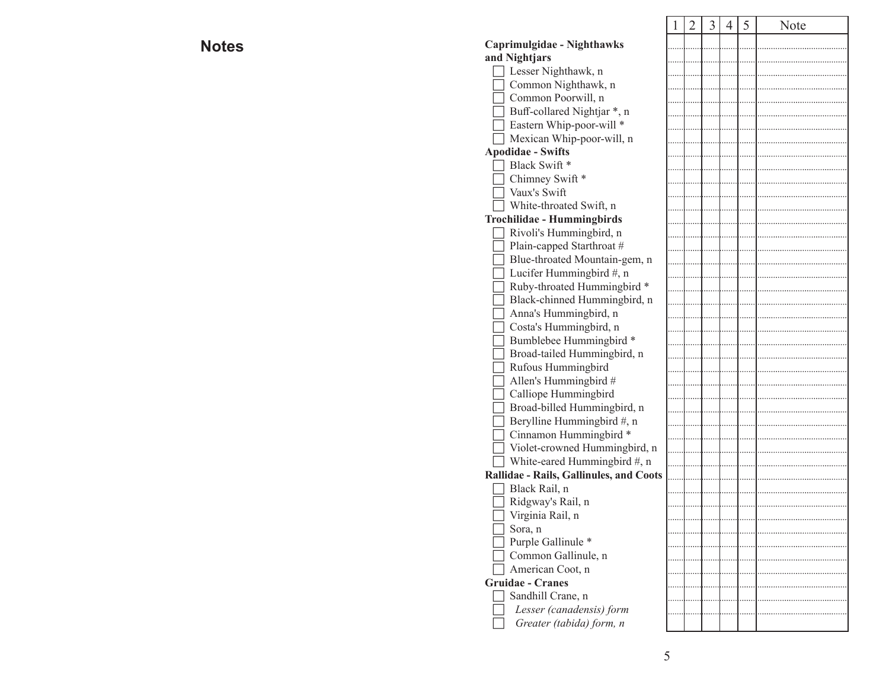## Notes

| | 1 | 2 | 3 | 4 | 5 | Note |
|---|---|---|---|---|---|---|
| **Caprimulgidae - Nighthawks and Nightjars** | | | | | | |
| ☐ Lesser Nighthawk, n | | | | | | |
| ☐ Common Nighthawk, n | | | | | | |
| ☐ Common Poorwill, n | | | | | | |
| ☐ Buff-collared Nightjar *, n | | | | | | |
| ☐ Eastern Whip-poor-will * | | | | | | |
| ☐ Mexican Whip-poor-will, n | | | | | | |
| **Apodidae - Swifts** | | | | | | |
| ☐ Black Swift * | | | | | | |
| ☐ Chimney Swift * | | | | | | |
| ☐ Vaux's Swift | | | | | | |
| ☐ White-throated Swift, n | | | | | | |
| **Trochilidae - Hummingbirds** | | | | | | |
| ☐ Rivoli's Hummingbird, n | | | | | | |
| ☐ Plain-capped Starthroat # | | | | | | |
| ☐ Blue-throated Mountain-gem, n | | | | | | |
| ☐ Lucifer Hummingbird #, n | | | | | | |
| ☐ Ruby-throated Hummingbird * | | | | | | |
| ☐ Black-chinned Hummingbird, n | | | | | | |
| ☐ Anna's Hummingbird, n | | | | | | |
| ☐ Costa's Hummingbird, n | | | | | | |
| ☐ Bumblebee Hummingbird * | | | | | | |
| ☐ Broad-tailed Hummingbird, n | | | | | | |
| ☐ Rufous Hummingbird | | | | | | |
| ☐ Allen's Hummingbird # | | | | | | |
| ☐ Calliope Hummingbird | | | | | | |
| ☐ Broad-billed Hummingbird, n | | | | | | |
| ☐ Berylline Hummingbird #, n | | | | | | |
| ☐ Cinnamon Hummingbird * | | | | | | |
| ☐ Violet-crowned Hummingbird, n | | | | | | |
| ☐ White-eared Hummingbird #, n | | | | | | |
| **Rallidae - Rails, Gallinules, and Coots** | | | | | | |
| ☐ Black Rail, n | | | | | | |
| ☐ Ridgway's Rail, n | | | | | | |
| ☐ Virginia Rail, n | | | | | | |
| ☐ Sora, n | | | | | | |
| ☐ Purple Gallinule * | | | | | | |
| ☐ Common Gallinule, n | | | | | | |
| ☐ American Coot, n | | | | | | |
| **Gruidae - Cranes** | | | | | | |
| ☐ Sandhill Crane, n | | | | | | |
| ☐ *Lesser (canadensis) form* | | | | | | |
| ☐ *Greater (tabida) form, n* | | | | | | |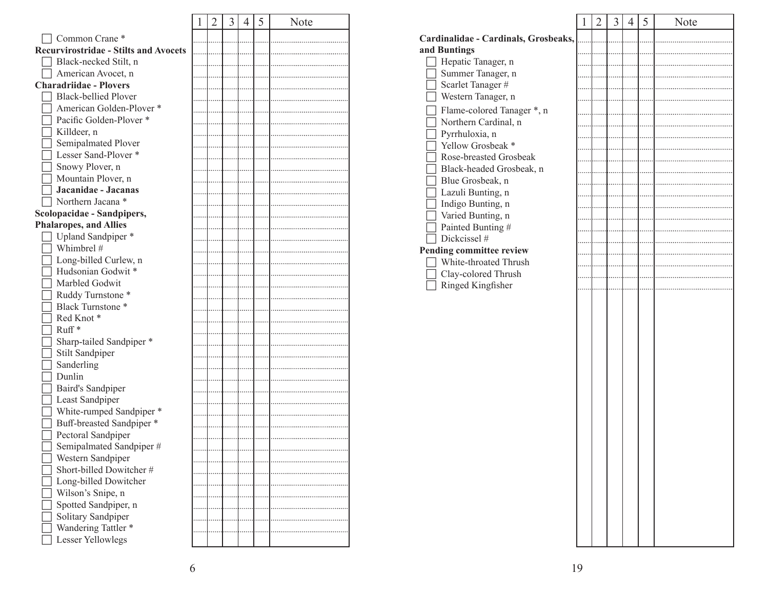| | 1 | 2 | 3 | 4 | 5 | Note |
|---|---|---|---|---|---|---|
| ☐ Common Crane * | | | | | | |
| **Recurvirostridae - Stilts and Avocets** | | | | | | |
| ☐ Black-necked Stilt, n | | | | | | |
| ☐ American Avocet, n | | | | | | |
| **Charadriidae - Plovers** | | | | | | |
| ☐ Black-bellied Plover | | | | | | |
| ☐ American Golden-Plover * | | | | | | |
| ☐ Pacific Golden-Plover * | | | | | | |
| ☐ Killdeer, n | | | | | | |
| ☐ Semipalmated Plover | | | | | | |
| ☐ Lesser Sand-Plover * | | | | | | |
| ☐ Snowy Plover, n | | | | | | |
| ☐ Mountain Plover, n | | | | | | |
| ☐ **Jacanidae - Jacanas** | | | | | | |
| ☐ Northern Jacana * | | | | | | |
| **Scolopacidae - Sandpipers, Phalaropes, and Allies** | | | | | | |
| ☐ Upland Sandpiper * | | | | | | |
| ☐ Whimbrel # | | | | | | |
| ☐ Long-billed Curlew, n | | | | | | |
| ☐ Hudsonian Godwit * | | | | | | |
| ☐ Marbled Godwit | | | | | | |
| ☐ Ruddy Turnstone * | | | | | | |
| ☐ Black Turnstone * | | | | | | |
| ☐ Red Knot * | | | | | | |
| ☐ Ruff * | | | | | | |
| ☐ Sharp-tailed Sandpiper * | | | | | | |
| ☐ Stilt Sandpiper | | | | | | |
| ☐ Sanderling | | | | | | |
| ☐ Dunlin | | | | | | |
| ☐ Baird's Sandpiper | | | | | | |
| ☐ Least Sandpiper | | | | | | |
| ☐ White-rumped Sandpiper * | | | | | | |
| ☐ Buff-breasted Sandpiper * | | | | | | |
| ☐ Pectoral Sandpiper | | | | | | |
| ☐ Semipalmated Sandpiper # | | | | | | |
| ☐ Western Sandpiper | | | | | | |
| ☐ Short-billed Dowitcher # | | | | | | |
| ☐ Long-billed Dowitcher | | | | | | |
| ☐ Wilson's Snipe, n | | | | | | |
| ☐ Spotted Sandpiper, n | | | | | | |
| ☐ Solitary Sandpiper | | | | | | |
| ☐ Wandering Tattler * | | | | | | |
| ☐ Lesser Yellowlegs | | | | | | |

| | 1 | 2 | 3 | 4 | 5 | Note |
|---|---|---|---|---|---|---|
| **Cardinalidae - Cardinals, Grosbeaks, and Buntings** | | | | | | |
| ☐ Hepatic Tanager, n | | | | | | |
| ☐ Summer Tanager, n | | | | | | |
| ☐ Scarlet Tanager # | | | | | | |
| ☐ Western Tanager, n | | | | | | |
| ☐ Flame-colored Tanager *, n | | | | | | |
| ☐ Northern Cardinal, n | | | | | | |
| ☐ Pyrrhuloxia, n | | | | | | |
| ☐ Yellow Grosbeak * | | | | | | |
| ☐ Rose-breasted Grosbeak | | | | | | |
| ☐ Black-headed Grosbeak, n | | | | | | |
| ☐ Blue Grosbeak, n | | | | | | |
| ☐ Lazuli Bunting, n | | | | | | |
| ☐ Indigo Bunting, n | | | | | | |
| ☐ Varied Bunting, n | | | | | | |
| ☐ Painted Bunting # | | | | | | |
| ☐ Dickcissel # | | | | | | |
| **Pending committee review** | | | | | | |
| ☐ White-throated Thrush | | | | | | |
| ☐ Clay-colored Thrush | | | | | | |
| ☐ Ringed Kingfisher | | | | | | |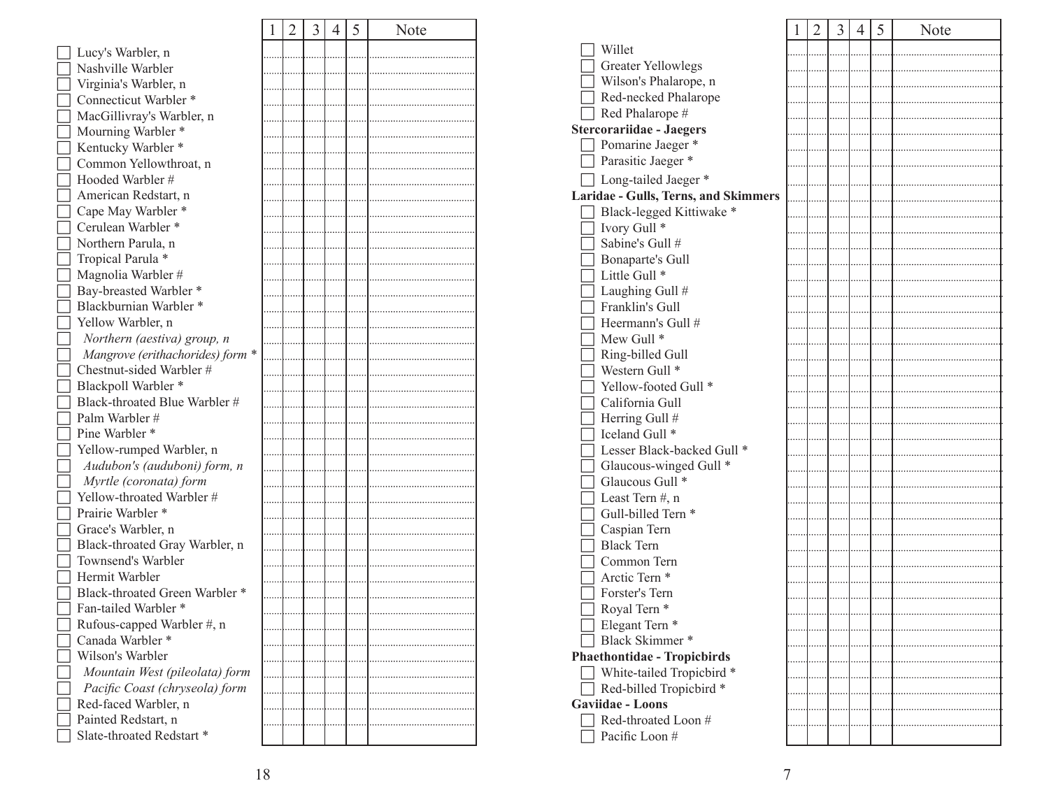| | 1 | 2 | 3 | 4 | 5 | Note |
|---|---|---|---|---|---|---|
| ☐ Lucy's Warbler, n | | | | | | |
| ☐ Nashville Warbler | | | | | | |
| ☐ Virginia's Warbler, n | | | | | | |
| ☐ Connecticut Warbler * | | | | | | |
| ☐ MacGillivray's Warbler, n | | | | | | |
| ☐ Mourning Warbler * | | | | | | |
| ☐ Kentucky Warbler * | | | | | | |
| ☐ Common Yellowthroat, n | | | | | | |
| ☐ Hooded Warbler # | | | | | | |
| ☐ American Redstart, n | | | | | | |
| ☐ Cape May Warbler * | | | | | | |
| ☐ Cerulean Warbler * | | | | | | |
| ☐ Northern Parula, n | | | | | | |
| ☐ Tropical Parula * | | | | | | |
| ☐ Magnolia Warbler # | | | | | | |
| ☐ Bay-breasted Warbler * | | | | | | |
| ☐ Blackburnian Warbler * | | | | | | |
| ☐ Yellow Warbler, n | | | | | | |
| ☐ *Northern (aestiva) group, n* | | | | | | |
| ☐ *Mangrove (erithachorides) form* * | | | | | | |
| ☐ Chestnut-sided Warbler # | | | | | | |
| ☐ Blackpoll Warbler * | | | | | | |
| ☐ Black-throated Blue Warbler # | | | | | | |
| ☐ Palm Warbler # | | | | | | |
| ☐ Pine Warbler * | | | | | | |
| ☐ Yellow-rumped Warbler, n | | | | | | |
| ☐ *Audubon's (auduboni) form, n* | | | | | | |
| ☐ *Myrtle (coronata) form* | | | | | | |
| ☐ Yellow-throated Warbler # | | | | | | |
| ☐ Prairie Warbler * | | | | | | |
| ☐ Grace's Warbler, n | | | | | | |
| ☐ Black-throated Gray Warbler, n | | | | | | |
| ☐ Townsend's Warbler | | | | | | |
| ☐ Hermit Warbler | | | | | | |
| ☐ Black-throated Green Warbler * | | | | | | |
| ☐ Fan-tailed Warbler * | | | | | | |
| ☐ Rufous-capped Warbler #, n | | | | | | |
| ☐ Canada Warbler * | | | | | | |
| ☐ Wilson's Warbler | | | | | | |
| ☐ *Mountain West (pileolata) form* | | | | | | |
| ☐ *Pacific Coast (chryseola) form* | | | | | | |
| ☐ Red-faced Warbler, n | | | | | | |
| ☐ Painted Redstart, n | | | | | | |
| ☐ Slate-throated Redstart * | | | | | | |

| | 1 | 2 | 3 | 4 | 5 | Note |
|---|---|---|---|---|---|---|
| ☐ Willet | | | | | | |
| ☐ Greater Yellowlegs | | | | | | |
| ☐ Wilson's Phalarope, n | | | | | | |
| ☐ Red-necked Phalarope | | | | | | |
| ☐ Red Phalarope # | | | | | | |
| **Stercorariidae - Jaegers** | | | | | | |
| ☐ Pomarine Jaeger * | | | | | | |
| ☐ Parasitic Jaeger * | | | | | | |
| ☐ Long-tailed Jaeger * | | | | | | |
| **Laridae - Gulls, Terns, and Skimmers** | | | | | | |
| ☐ Black-legged Kittiwake * | | | | | | |
| ☐ Ivory Gull * | | | | | | |
| ☐ Sabine's Gull # | | | | | | |
| ☐ Bonaparte's Gull | | | | | | |
| ☐ Little Gull * | | | | | | |
| ☐ Laughing Gull # | | | | | | |
| ☐ Franklin's Gull | | | | | | |
| ☐ Heermann's Gull # | | | | | | |
| ☐ Mew Gull * | | | | | | |
| ☐ Ring-billed Gull | | | | | | |
| ☐ Western Gull * | | | | | | |
| ☐ Yellow-footed Gull * | | | | | | |
| ☐ California Gull | | | | | | |
| ☐ Herring Gull # | | | | | | |
| ☐ Iceland Gull * | | | | | | |
| ☐ Lesser Black-backed Gull * | | | | | | |
| ☐ Glaucous-winged Gull * | | | | | | |
| ☐ Glaucous Gull * | | | | | | |
| ☐ Least Tern #, n | | | | | | |
| ☐ Gull-billed Tern * | | | | | | |
| ☐ Caspian Tern | | | | | | |
| ☐ Black Tern | | | | | | |
| ☐ Common Tern | | | | | | |
| ☐ Arctic Tern * | | | | | | |
| ☐ Forster's Tern | | | | | | |
| ☐ Royal Tern * | | | | | | |
| ☐ Elegant Tern * | | | | | | |
| ☐ Black Skimmer * | | | | | | |
| **Phaethontidae - Tropicbirds** | | | | | | |
| ☐ White-tailed Tropicbird * | | | | | | |
| ☐ Red-billed Tropicbird * | | | | | | |
| **Gaviidae - Loons** | | | | | | |
| ☐ Red-throated Loon # | | | | | | |
| ☐ Pacific Loon # | | | | | | |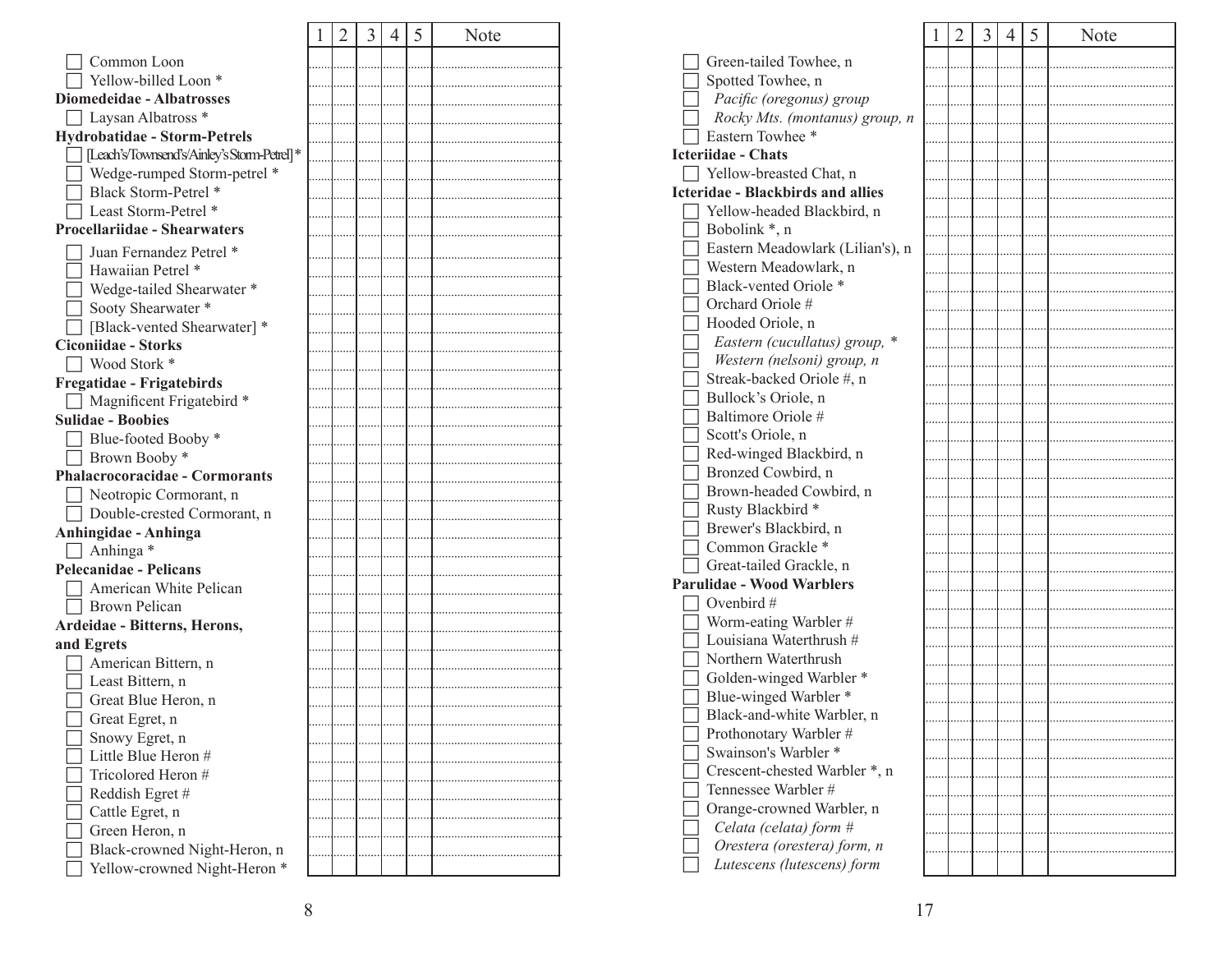| | 1 | 2 | 3 | 4 | 5 | Note |
|---|---|---|---|---|---|---|
| ☐ Common Loon | | | | | | |
| ☐ Yellow-billed Loon * | | | | | | |
| **Diomedeidae - Albatrosses** | | | | | | |
| ☐ Laysan Albatross * | | | | | | |
| **Hydrobatidae - Storm-Petrels** | | | | | | |
| ☐ [Leach's/Townsend's/Ainley's Storm-Petrel] * | | | | | | |
| ☐ Wedge-rumped Storm-petrel * | | | | | | |
| ☐ Black Storm-Petrel * | | | | | | |
| ☐ Least Storm-Petrel * | | | | | | |
| **Procellariidae - Shearwaters** | | | | | | |
| ☐ Juan Fernandez Petrel * | | | | | | |
| ☐ Hawaiian Petrel * | | | | | | |
| ☐ Wedge-tailed Shearwater * | | | | | | |
| ☐ Sooty Shearwater * | | | | | | |
| ☐ [Black-vented Shearwater] * | | | | | | |
| **Ciconiidae - Storks** | | | | | | |
| ☐ Wood Stork * | | | | | | |
| **Fregatidae - Frigatebirds** | | | | | | |
| ☐ Magnificent Frigatebird * | | | | | | |
| **Sulidae - Boobies** | | | | | | |
| ☐ Blue-footed Booby * | | | | | | |
| ☐ Brown Booby * | | | | | | |
| **Phalacrocoracidae - Cormorants** | | | | | | |
| ☐ Neotropic Cormorant, n | | | | | | |
| ☐ Double-crested Cormorant, n | | | | | | |
| **Anhingidae - Anhinga** | | | | | | |
| ☐ Anhinga * | | | | | | |
| **Pelecanidae - Pelicans** | | | | | | |
| ☐ American White Pelican | | | | | | |
| ☐ Brown Pelican | | | | | | |
| **Ardeidae - Bitterns, Herons, and Egrets** | | | | | | |
| ☐ American Bittern, n | | | | | | |
| ☐ Least Bittern, n | | | | | | |
| ☐ Great Blue Heron, n | | | | | | |
| ☐ Great Egret, n | | | | | | |
| ☐ Snowy Egret, n | | | | | | |
| ☐ Little Blue Heron # | | | | | | |
| ☐ Tricolored Heron # | | | | | | |
| ☐ Reddish Egret # | | | | | | |
| ☐ Cattle Egret, n | | | | | | |
| ☐ Green Heron, n | | | | | | |
| ☐ Black-crowned Night-Heron, n | | | | | | |
| ☐ Yellow-crowned Night-Heron * | | | | | | |

| | 1 | 2 | 3 | 4 | 5 | Note |
|---|---|---|---|---|---|---|
| ☐ Green-tailed Towhee, n | | | | | | |
| ☐ Spotted Towhee, n | | | | | | |
| ☐ *Pacific (oregonus) group* | | | | | | |
| ☐ *Rocky Mts. (montanus) group, n* | | | | | | |
| ☐ Eastern Towhee * | | | | | | |
| **Icteriidae - Chats** | | | | | | |
| ☐ Yellow-breasted Chat, n | | | | | | |
| **Icteridae - Blackbirds and allies** | | | | | | |
| ☐ Yellow-headed Blackbird, n | | | | | | |
| ☐ Bobolink *, n | | | | | | |
| ☐ Eastern Meadowlark (Lilian's), n | | | | | | |
| ☐ Western Meadowlark, n | | | | | | |
| ☐ Black-vented Oriole * | | | | | | |
| ☐ Orchard Oriole # | | | | | | |
| ☐ Hooded Oriole, n | | | | | | |
| ☐ *Eastern (cucullatus) group, \** | | | | | | |
| ☐ *Western (nelsoni) group, n* | | | | | | |
| ☐ Streak-backed Oriole #, n | | | | | | |
| ☐ Bullock's Oriole, n | | | | | | |
| ☐ Baltimore Oriole # | | | | | | |
| ☐ Scott's Oriole, n | | | | | | |
| ☐ Red-winged Blackbird, n | | | | | | |
| ☐ Bronzed Cowbird, n | | | | | | |
| ☐ Brown-headed Cowbird, n | | | | | | |
| ☐ Rusty Blackbird * | | | | | | |
| ☐ Brewer's Blackbird, n | | | | | | |
| ☐ Common Grackle * | | | | | | |
| ☐ Great-tailed Grackle, n | | | | | | |
| **Parulidae - Wood Warblers** | | | | | | |
| ☐ Ovenbird # | | | | | | |
| ☐ Worm-eating Warbler # | | | | | | |
| ☐ Louisiana Waterthrush # | | | | | | |
| ☐ Northern Waterthrush | | | | | | |
| ☐ Golden-winged Warbler * | | | | | | |
| ☐ Blue-winged Warbler * | | | | | | |
| ☐ Black-and-white Warbler, n | | | | | | |
| ☐ Prothonotary Warbler # | | | | | | |
| ☐ Swainson's Warbler * | | | | | | |
| ☐ Crescent-chested Warbler *, n | | | | | | |
| ☐ Tennessee Warbler # | | | | | | |
| ☐ Orange-crowned Warbler, n | | | | | | |
| ☐ *Celata (celata) form #* | | | | | | |
| ☐ *Orestera (orestera) form, n* | | | | | | |
| ☐ *Lutescens (lutescens) form* | | | | | | |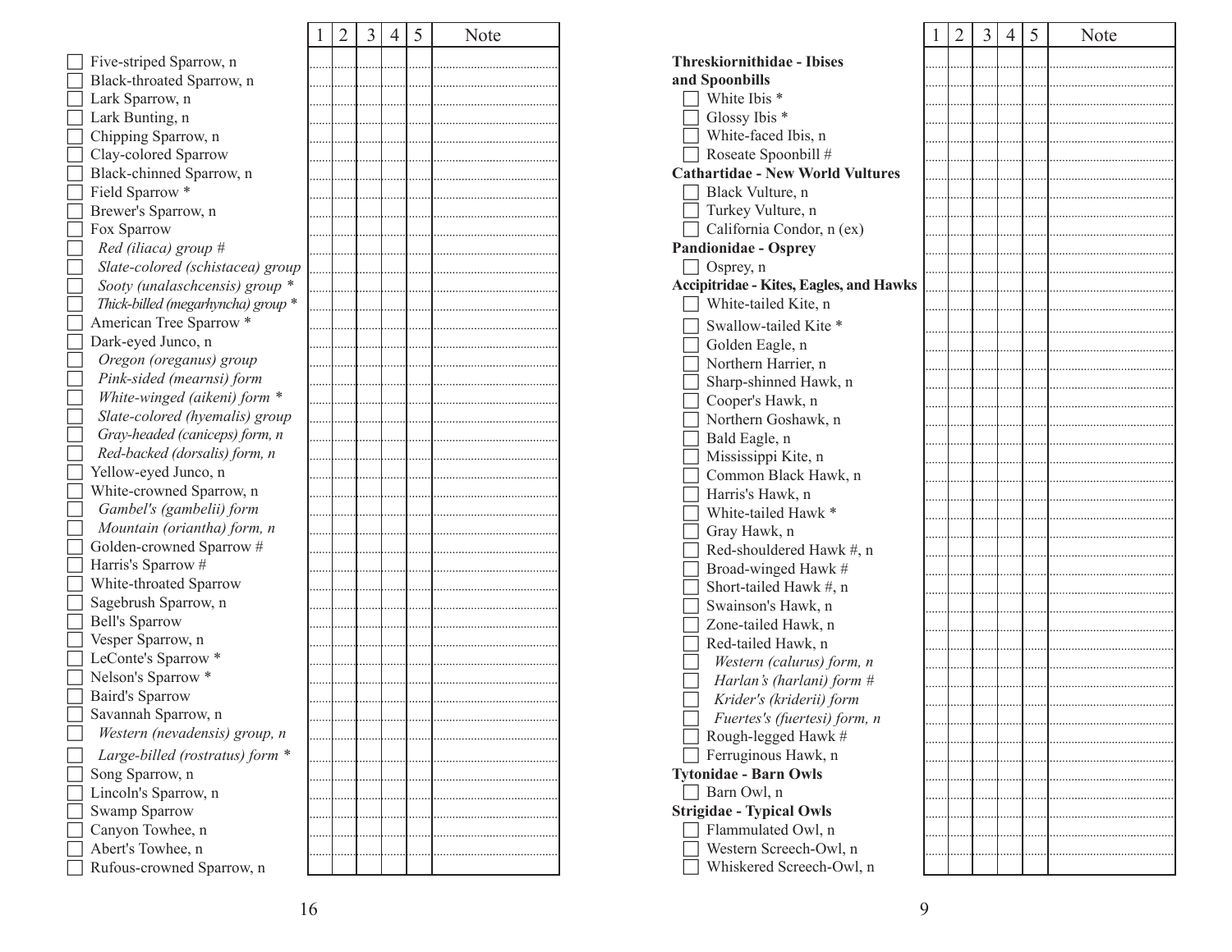| | 1 | 2 | 3 | 4 | 5 | Note |
|---|---|---|---|---|---|---|
| ☐ Five-striped Sparrow, n | | | | | | |
| ☐ Black-throated Sparrow, n | | | | | | |
| ☐ Lark Sparrow, n | | | | | | |
| ☐ Lark Bunting, n | | | | | | |
| ☐ Chipping Sparrow, n | | | | | | |
| ☐ Clay-colored Sparrow | | | | | | |
| ☐ Black-chinned Sparrow, n | | | | | | |
| ☐ Field Sparrow * | | | | | | |
| ☐ Brewer's Sparrow, n | | | | | | |
| ☐ Fox Sparrow | | | | | | |
| ☐ *Red (iliaca) group #* | | | | | | |
| ☐ *Slate-colored (schistacea) group* | | | | | | |
| ☐ *Sooty (unalaschcensis) group ** | | | | | | |
| ☐ *Thick-billed (megarhyncha) group ** | | | | | | |
| ☐ American Tree Sparrow * | | | | | | |
| ☐ Dark-eyed Junco, n | | | | | | |
| ☐ *Oregon (oreganus) group* | | | | | | |
| ☐ *Pink-sided (mearnsi) form* | | | | | | |
| ☐ *White-winged (aikeni) form ** | | | | | | |
| ☐ *Slate-colored (hyemalis) group* | | | | | | |
| ☐ *Gray-headed (caniceps) form, n* | | | | | | |
| ☐ *Red-backed (dorsalis) form, n* | | | | | | |
| ☐ Yellow-eyed Junco, n | | | | | | |
| ☐ White-crowned Sparrow, n | | | | | | |
| ☐ *Gambel's (gambelii) form* | | | | | | |
| ☐ *Mountain (oriantha) form, n* | | | | | | |
| ☐ Golden-crowned Sparrow # | | | | | | |
| ☐ Harris's Sparrow # | | | | | | |
| ☐ White-throated Sparrow | | | | | | |
| ☐ Sagebrush Sparrow, n | | | | | | |
| ☐ Bell's Sparrow | | | | | | |
| ☐ Vesper Sparrow, n | | | | | | |
| ☐ LeConte's Sparrow * | | | | | | |
| ☐ Nelson's Sparrow * | | | | | | |
| ☐ Baird's Sparrow | | | | | | |
| ☐ Savannah Sparrow, n | | | | | | |
| ☐ *Western (nevadensis) group, n* | | | | | | |
| ☐ *Large-billed (rostratus) form ** | | | | | | |
| ☐ Song Sparrow, n | | | | | | |
| ☐ Lincoln's Sparrow, n | | | | | | |
| ☐ Swamp Sparrow | | | | | | |
| ☐ Canyon Towhee, n | | | | | | |
| ☐ Abert's Towhee, n | | | | | | |
| ☐ Rufous-crowned Sparrow, n | | | | | | |

| | 1 | 2 | 3 | 4 | 5 | Note |
|---|---|---|---|---|---|---|
| **Threskiornithidae - Ibises and Spoonbills** | | | | | | |
| ☐ White Ibis * | | | | | | |
| ☐ Glossy Ibis * | | | | | | |
| ☐ White-faced Ibis, n | | | | | | |
| ☐ Roseate Spoonbill # | | | | | | |
| **Cathartidae - New World Vultures** | | | | | | |
| ☐ Black Vulture, n | | | | | | |
| ☐ Turkey Vulture, n | | | | | | |
| ☐ California Condor, n (ex) | | | | | | |
| **Pandionidae - Osprey** | | | | | | |
| ☐ Osprey, n | | | | | | |
| **Accipitridae - Kites, Eagles, and Hawks** | | | | | | |
| ☐ White-tailed Kite, n | | | | | | |
| ☐ Swallow-tailed Kite * | | | | | | |
| ☐ Golden Eagle, n | | | | | | |
| ☐ Northern Harrier, n | | | | | | |
| ☐ Sharp-shinned Hawk, n | | | | | | |
| ☐ Cooper's Hawk, n | | | | | | |
| ☐ Northern Goshawk, n | | | | | | |
| ☐ Bald Eagle, n | | | | | | |
| ☐ Mississippi Kite, n | | | | | | |
| ☐ Common Black Hawk, n | | | | | | |
| ☐ Harris's Hawk, n | | | | | | |
| ☐ White-tailed Hawk * | | | | | | |
| ☐ Gray Hawk, n | | | | | | |
| ☐ Red-shouldered Hawk #, n | | | | | | |
| ☐ Broad-winged Hawk # | | | | | | |
| ☐ Short-tailed Hawk #, n | | | | | | |
| ☐ Swainson's Hawk, n | | | | | | |
| ☐ Zone-tailed Hawk, n | | | | | | |
| ☐ Red-tailed Hawk, n | | | | | | |
| ☐ *Western (calurus) form, n* | | | | | | |
| ☐ *Harlan's (harlani) form #* | | | | | | |
| ☐ *Krider's (kriderii) form* | | | | | | |
| ☐ *Fuertes's (fuertesi) form, n* | | | | | | |
| ☐ Rough-legged Hawk # | | | | | | |
| ☐ Ferruginous Hawk, n | | | | | | |
| **Tytonidae - Barn Owls** | | | | | | |
| ☐ Barn Owl, n | | | | | | |
| **Strigidae - Typical Owls** | | | | | | |
| ☐ Flammulated Owl, n | | | | | | |
| ☐ Western Screech-Owl, n | | | | | | |
| ☐ Whiskered Screech-Owl, n | | | | | | |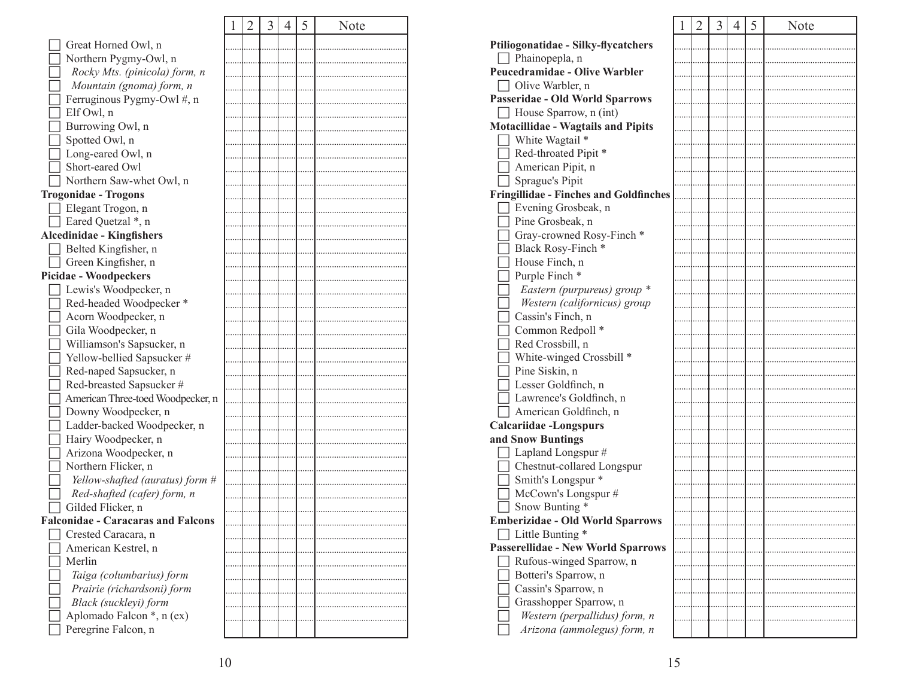| | 1 | 2 | 3 | 4 | 5 | Note |
|---|---|---|---|---|---|---|
| ☐ Great Horned Owl, n | | | | | | |
| ☐ Northern Pygmy-Owl, n | | | | | | |
| ☐ *Rocky Mts. (pinicola) form, n* | | | | | | |
| ☐ *Mountain (gnoma) form, n* | | | | | | |
| ☐ Ferruginous Pygmy-Owl #, n | | | | | | |
| ☐ Elf Owl, n | | | | | | |
| ☐ Burrowing Owl, n | | | | | | |
| ☐ Spotted Owl, n | | | | | | |
| ☐ Long-eared Owl, n | | | | | | |
| ☐ Short-eared Owl | | | | | | |
| ☐ Northern Saw-whet Owl, n | | | | | | |
| **Trogonidae - Trogons** | | | | | | |
| ☐ Elegant Trogon, n | | | | | | |
| ☐ Eared Quetzal *, n | | | | | | |
| **Alcedinidae - Kingfishers** | | | | | | |
| ☐ Belted Kingfisher, n | | | | | | |
| ☐ Green Kingfisher, n | | | | | | |
| **Picidae - Woodpeckers** | | | | | | |
| ☐ Lewis's Woodpecker, n | | | | | | |
| ☐ Red-headed Woodpecker * | | | | | | |
| ☐ Acorn Woodpecker, n | | | | | | |
| ☐ Gila Woodpecker, n | | | | | | |
| ☐ Williamson's Sapsucker, n | | | | | | |
| ☐ Yellow-bellied Sapsucker # | | | | | | |
| ☐ Red-naped Sapsucker, n | | | | | | |
| ☐ Red-breasted Sapsucker # | | | | | | |
| ☐ American Three-toed Woodpecker, n | | | | | | |
| ☐ Downy Woodpecker, n | | | | | | |
| ☐ Ladder-backed Woodpecker, n | | | | | | |
| ☐ Hairy Woodpecker, n | | | | | | |
| ☐ Arizona Woodpecker, n | | | | | | |
| ☐ Northern Flicker, n | | | | | | |
| ☐ *Yellow-shafted (auratus) form #* | | | | | | |
| ☐ *Red-shafted (cafer) form, n* | | | | | | |
| ☐ Gilded Flicker, n | | | | | | |
| **Falconidae - Caracaras and Falcons** | | | | | | |
| ☐ Crested Caracara, n | | | | | | |
| ☐ American Kestrel, n | | | | | | |
| ☐ Merlin | | | | | | |
| ☐ *Taiga (columbarius) form* | | | | | | |
| ☐ *Prairie (richardsoni) form* | | | | | | |
| ☐ *Black (suckleyi) form* | | | | | | |
| ☐ Aplomado Falcon *, n (ex) | | | | | | |
| ☐ Peregrine Falcon, n | | | | | | |

| | 1 | 2 | 3 | 4 | 5 | Note |
|---|---|---|---|---|---|---|
| **Ptiliogonatidae - Silky-flycatchers** | | | | | | |
| ☐ Phainopepla, n | | | | | | |
| **Peucedramidae - Olive Warbler** | | | | | | |
| ☐ Olive Warbler, n | | | | | | |
| **Passeridae - Old World Sparrows** | | | | | | |
| ☐ House Sparrow, n (int) | | | | | | |
| **Motacillidae - Wagtails and Pipits** | | | | | | |
| ☐ White Wagtail * | | | | | | |
| ☐ Red-throated Pipit * | | | | | | |
| ☐ American Pipit, n | | | | | | |
| ☐ Sprague's Pipit | | | | | | |
| **Fringillidae - Finches and Goldfinches** | | | | | | |
| ☐ Evening Grosbeak, n | | | | | | |
| ☐ Pine Grosbeak, n | | | | | | |
| ☐ Gray-crowned Rosy-Finch * | | | | | | |
| ☐ Black Rosy-Finch * | | | | | | |
| ☐ House Finch, n | | | | | | |
| ☐ Purple Finch * | | | | | | |
| ☐ *Eastern (purpureus) group ** | | | | | | |
| ☐ *Western (californicus) group* | | | | | | |
| ☐ Cassin's Finch, n | | | | | | |
| ☐ Common Redpoll * | | | | | | |
| ☐ Red Crossbill, n | | | | | | |
| ☐ White-winged Crossbill * | | | | | | |
| ☐ Pine Siskin, n | | | | | | |
| ☐ Lesser Goldfinch, n | | | | | | |
| ☐ Lawrence's Goldfinch, n | | | | | | |
| ☐ American Goldfinch, n | | | | | | |
| **Calcariidae -Longspurs and Snow Buntings** | | | | | | |
| ☐ Lapland Longspur # | | | | | | |
| ☐ Chestnut-collared Longspur | | | | | | |
| ☐ Smith's Longspur * | | | | | | |
| ☐ McCown's Longspur # | | | | | | |
| ☐ Snow Bunting * | | | | | | |
| **Emberizidae - Old World Sparrows** | | | | | | |
| ☐ Little Bunting * | | | | | | |
| **Passerellidae - New World Sparrows** | | | | | | |
| ☐ Rufous-winged Sparrow, n | | | | | | |
| ☐ Botteri's Sparrow, n | | | | | | |
| ☐ Cassin's Sparrow, n | | | | | | |
| ☐ Grasshopper Sparrow, n | | | | | | |
| ☐ *Western (perpallidus) form, n* | | | | | | |
| ☐ *Arizona (ammolegus) form, n* | | | | | | |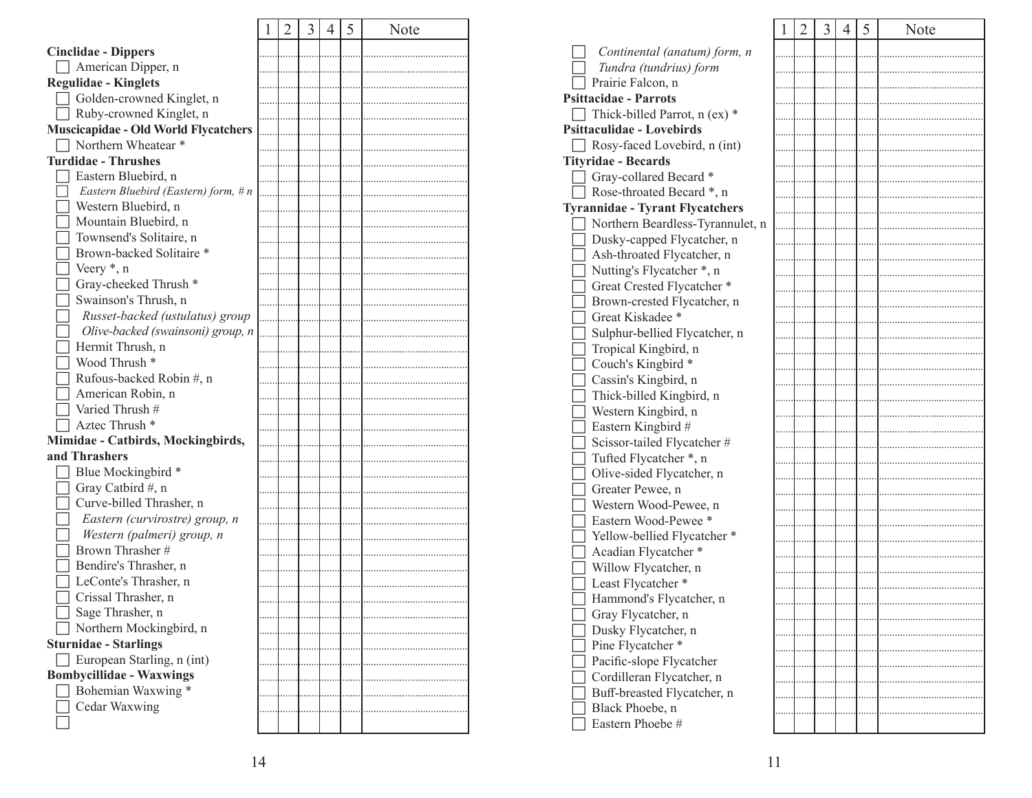| | 1 | 2 | 3 | 4 | 5 | Note |
|---|---|---|---|---|---|---|
| **Cinclidae - Dippers** | | | | | | |
| ☐ American Dipper, n | | | | | | |
| **Regulidae - Kinglets** | | | | | | |
| ☐ Golden-crowned Kinglet, n | | | | | | |
| ☐ Ruby-crowned Kinglet, n | | | | | | |
| **Muscicapidae - Old World Flycatchers** | | | | | | |
| ☐ Northern Wheatear * | | | | | | |
| **Turdidae - Thrushes** | | | | | | |
| ☐ Eastern Bluebird, n | | | | | | |
| ☐ *Eastern Bluebird (Eastern) form, # n* | | | | | | |
| ☐ Western Bluebird, n | | | | | | |
| ☐ Mountain Bluebird, n | | | | | | |
| ☐ Townsend's Solitaire, n | | | | | | |
| ☐ Brown-backed Solitaire * | | | | | | |
| ☐ Veery *, n | | | | | | |
| ☐ Gray-cheeked Thrush * | | | | | | |
| ☐ Swainson's Thrush, n | | | | | | |
| ☐ *Russet-backed (ustulatus) group* | | | | | | |
| ☐ *Olive-backed (swainsoni) group, n* | | | | | | |
| ☐ Hermit Thrush, n | | | | | | |
| ☐ Wood Thrush * | | | | | | |
| ☐ Rufous-backed Robin #, n | | | | | | |
| ☐ American Robin, n | | | | | | |
| ☐ Varied Thrush # | | | | | | |
| ☐ Aztec Thrush * | | | | | | |
| **Mimidae - Catbirds, Mockingbirds, and Thrashers** | | | | | | |
| ☐ Blue Mockingbird * | | | | | | |
| ☐ Gray Catbird #, n | | | | | | |
| ☐ Curve-billed Thrasher, n | | | | | | |
| ☐ *Eastern (curvirostre) group, n* | | | | | | |
| ☐ *Western (palmeri) group, n* | | | | | | |
| ☐ Brown Thrasher # | | | | | | |
| ☐ Bendire's Thrasher, n | | | | | | |
| ☐ LeConte's Thrasher, n | | | | | | |
| ☐ Crissal Thrasher, n | | | | | | |
| ☐ Sage Thrasher, n | | | | | | |
| ☐ Northern Mockingbird, n | | | | | | |
| **Sturnidae - Starlings** | | | | | | |
| ☐ European Starling, n (int) | | | | | | |
| **Bombycillidae - Waxwings** | | | | | | |
| ☐ Bohemian Waxwing * | | | | | | |
| ☐ Cedar Waxwing | | | | | | |
| ☐ | | | | | | |

| | 1 | 2 | 3 | 4 | 5 | Note |
|---|---|---|---|---|---|---|
| ☐ *Continental (anatum) form, n* | | | | | | |
| ☐ *Tundra (tundrius) form* | | | | | | |
| ☐ Prairie Falcon, n | | | | | | |
| **Psittacidae - Parrots** | | | | | | |
| ☐ Thick-billed Parrot, n (ex) * | | | | | | |
| **Psittaculidae - Lovebirds** | | | | | | |
| ☐ Rosy-faced Lovebird, n (int) | | | | | | |
| **Tityridae - Becards** | | | | | | |
| ☐ Gray-collared Becard * | | | | | | |
| ☐ Rose-throated Becard *, n | | | | | | |
| **Tyrannidae - Tyrant Flycatchers** | | | | | | |
| ☐ Northern Beardless-Tyrannulet, n | | | | | | |
| ☐ Dusky-capped Flycatcher, n | | | | | | |
| ☐ Ash-throated Flycatcher, n | | | | | | |
| ☐ Nutting's Flycatcher *, n | | | | | | |
| ☐ Great Crested Flycatcher * | | | | | | |
| ☐ Brown-crested Flycatcher, n | | | | | | |
| ☐ Great Kiskadee * | | | | | | |
| ☐ Sulphur-bellied Flycatcher, n | | | | | | |
| ☐ Tropical Kingbird, n | | | | | | |
| ☐ Couch's Kingbird * | | | | | | |
| ☐ Cassin's Kingbird, n | | | | | | |
| ☐ Thick-billed Kingbird, n | | | | | | |
| ☐ Western Kingbird, n | | | | | | |
| ☐ Eastern Kingbird # | | | | | | |
| ☐ Scissor-tailed Flycatcher # | | | | | | |
| ☐ Tufted Flycatcher *, n | | | | | | |
| ☐ Olive-sided Flycatcher, n | | | | | | |
| ☐ Greater Pewee, n | | | | | | |
| ☐ Western Wood-Pewee, n | | | | | | |
| ☐ Eastern Wood-Pewee * | | | | | | |
| ☐ Yellow-bellied Flycatcher * | | | | | | |
| ☐ Acadian Flycatcher * | | | | | | |
| ☐ Willow Flycatcher, n | | | | | | |
| ☐ Least Flycatcher * | | | | | | |
| ☐ Hammond's Flycatcher, n | | | | | | |
| ☐ Gray Flycatcher, n | | | | | | |
| ☐ Dusky Flycatcher, n | | | | | | |
| ☐ Pine Flycatcher * | | | | | | |
| ☐ Pacific-slope Flycatcher | | | | | | |
| ☐ Cordilleran Flycatcher, n | | | | | | |
| ☐ Buff-breasted Flycatcher, n | | | | | | |
| ☐ Black Phoebe, n | | | | | | |
| ☐ Eastern Phoebe # | | | | | | |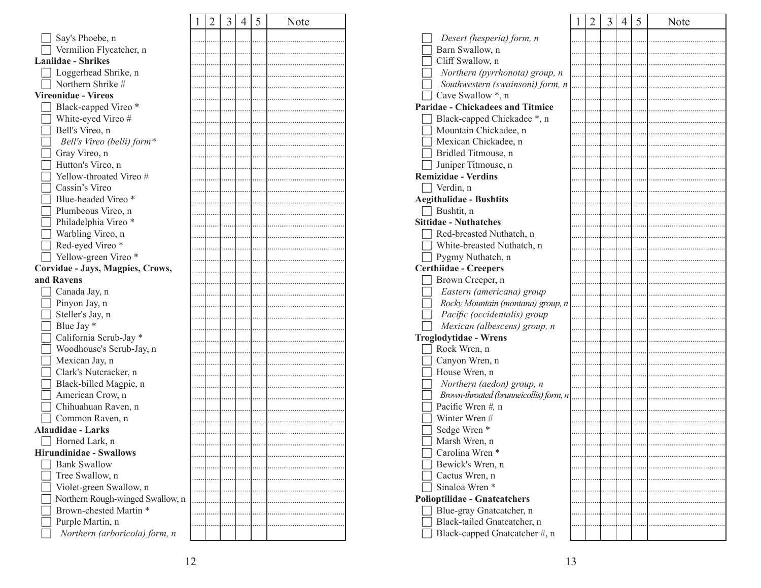| | 1 | 2 | 3 | 4 | 5 | Note |
|---|---|---|---|---|---|---|
| ☐ Say's Phoebe, n | | | | | | |
| ☐ Vermilion Flycatcher, n | | | | | | |
| **Laniidae - Shrikes** | | | | | | |
| ☐ Loggerhead Shrike, n | | | | | | |
| ☐ Northern Shrike # | | | | | | |
| **Vireonidae - Vireos** | | | | | | |
| ☐ Black-capped Vireo * | | | | | | |
| ☐ White-eyed Vireo # | | | | | | |
| ☐ Bell's Vireo, n | | | | | | |
| ☐ *Bell's Vireo (belli) form** | | | | | | |
| ☐ Gray Vireo, n | | | | | | |
| ☐ Hutton's Vireo, n | | | | | | |
| ☐ Yellow-throated Vireo # | | | | | | |
| ☐ Cassin's Vireo | | | | | | |
| ☐ Blue-headed Vireo * | | | | | | |
| ☐ Plumbeous Vireo, n | | | | | | |
| ☐ Philadelphia Vireo * | | | | | | |
| ☐ Warbling Vireo, n | | | | | | |
| ☐ Red-eyed Vireo * | | | | | | |
| ☐ Yellow-green Vireo * | | | | | | |
| **Corvidae - Jays, Magpies, Crows, and Ravens** | | | | | | |
| ☐ Canada Jay, n | | | | | | |
| ☐ Pinyon Jay, n | | | | | | |
| ☐ Steller's Jay, n | | | | | | |
| ☐ Blue Jay * | | | | | | |
| ☐ California Scrub-Jay * | | | | | | |
| ☐ Woodhouse's Scrub-Jay, n | | | | | | |
| ☐ Mexican Jay, n | | | | | | |
| ☐ Clark's Nutcracker, n | | | | | | |
| ☐ Black-billed Magpie, n | | | | | | |
| ☐ American Crow, n | | | | | | |
| ☐ Chihuahuan Raven, n | | | | | | |
| ☐ Common Raven, n | | | | | | |
| **Alaudidae - Larks** | | | | | | |
| ☐ Horned Lark, n | | | | | | |
| **Hirundinidae - Swallows** | | | | | | |
| ☐ Bank Swallow | | | | | | |
| ☐ Tree Swallow, n | | | | | | |
| ☐ Violet-green Swallow, n | | | | | | |
| ☐ Northern Rough-winged Swallow, n | | | | | | |
| ☐ Brown-chested Martin * | | | | | | |
| ☐ Purple Martin, n | | | | | | |
| ☐ *Northern (arboricola) form, n* | | | | | | |

| | 1 | 2 | 3 | 4 | 5 | Note |
|---|---|---|---|---|---|---|
| ☐ *Desert (hesperia) form, n* | | | | | | |
| ☐ Barn Swallow, n | | | | | | |
| ☐ Cliff Swallow, n | | | | | | |
| ☐ *Northern (pyrrhonota) group, n* | | | | | | |
| ☐ *Southwestern (swainsoni) form, n* | | | | | | |
| ☐ Cave Swallow *, n | | | | | | |
| **Paridae - Chickadees and Titmice** | | | | | | |
| ☐ Black-capped Chickadee *, n | | | | | | |
| ☐ Mountain Chickadee, n | | | | | | |
| ☐ Mexican Chickadee, n | | | | | | |
| ☐ Bridled Titmouse, n | | | | | | |
| ☐ Juniper Titmouse, n | | | | | | |
| **Remizidae - Verdins** | | | | | | |
| ☐ Verdin, n | | | | | | |
| **Aegithalidae - Bushtits** | | | | | | |
| ☐ Bushtit, n | | | | | | |
| **Sittidae - Nuthatches** | | | | | | |
| ☐ Red-breasted Nuthatch, n | | | | | | |
| ☐ White-breasted Nuthatch, n | | | | | | |
| ☐ Pygmy Nuthatch, n | | | | | | |
| **Certhiidae - Creepers** | | | | | | |
| ☐ Brown Creeper, n | | | | | | |
| ☐ *Eastern (americana) group* | | | | | | |
| ☐ *Rocky Mountain (montana) group, n* | | | | | | |
| ☐ *Pacific (occidentalis) group* | | | | | | |
| ☐ *Mexican (albescens) group, n* | | | | | | |
| **Troglodytidae - Wrens** | | | | | | |
| ☐ Rock Wren, n | | | | | | |
| ☐ Canyon Wren, n | | | | | | |
| ☐ House Wren, n | | | | | | |
| ☐ *Northern (aedon) group, n* | | | | | | |
| ☐ *Brown-throated (brunneicollis) form, n* | | | | | | |
| ☐ Pacific Wren #, n | | | | | | |
| ☐ Winter Wren # | | | | | | |
| ☐ Sedge Wren * | | | | | | |
| ☐ Marsh Wren, n | | | | | | |
| ☐ Carolina Wren * | | | | | | |
| ☐ Bewick's Wren, n | | | | | | |
| ☐ Cactus Wren, n | | | | | | |
| ☐ Sinaloa Wren * | | | | | | |
| **Polioptilidae - Gnatcatchers** | | | | | | |
| ☐ Blue-gray Gnatcatcher, n | | | | | | |
| ☐ Black-tailed Gnatcatcher, n | | | | | | |
| ☐ Black-capped Gnatcatcher #, n | | | | | | |